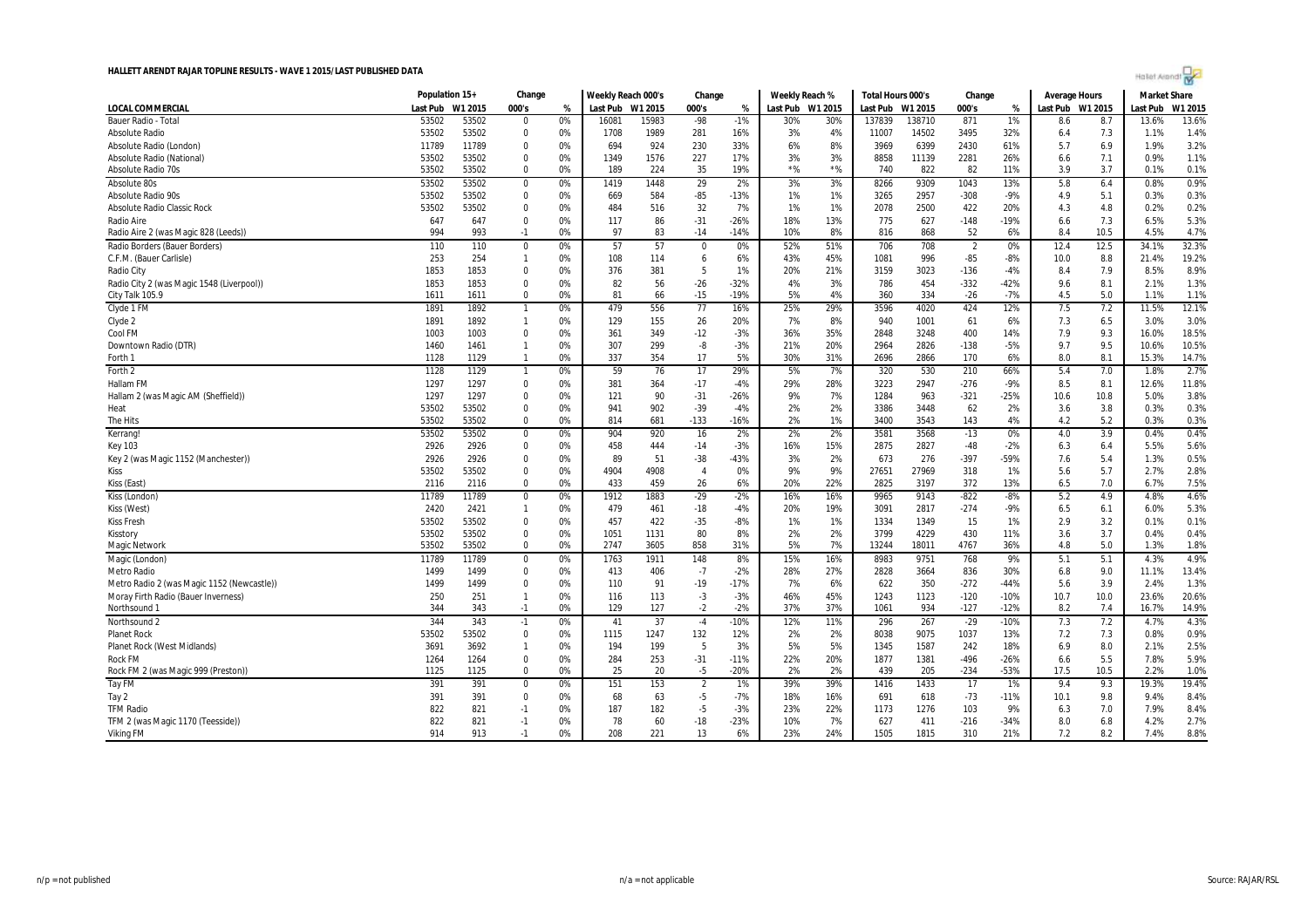# HALLETT ARENDT RAJAR TOPLINE RESULTS - WAVE 1 2015/LAST PUBLISHED DATA

| | Population 15+ | | Change | | Weekly Reach 000's | | Change | | Weekly Reach % | | Total Hours 000's | | Change | | Average Hours | | Market Share | |
|---|---|---|---|---|---|---|---|---|---|---|---|---|---|---|---|---|---|---|
| LOCAL COMMERCIAL | Last Pub | W1 2015 | 000's | % | Last Pub | W1 2015 | 000's | % | Last Pub | W1 2015 | Last Pub | W1 2015 | 000's | % | Last Pub | W1 2015 | Last Pub | W1 2015 |
| Bauer Radio - Total | 53502 | 53502 | 0 | 0% | 16081 | 15983 | -98 | -1% | 30% | 30% | 137839 | 138710 | 871 | 1% | 8.6 | 8.7 | 13.6% | 13.6% |
| Absolute Radio | 53502 | 53502 | 0 | 0% | 1708 | 1989 | 281 | 16% | 3% | 4% | 11007 | 14502 | 3495 | 32% | 6.4 | 7.3 | 1.1% | 1.4% |
| Absolute Radio (London) | 11789 | 11789 | 0 | 0% | 694 | 924 | 230 | 33% | 6% | 8% | 3969 | 6399 | 2430 | 61% | 5.7 | 6.9 | 1.9% | 3.2% |
| Absolute Radio (National) | 53502 | 53502 | 0 | 0% | 1349 | 1576 | 227 | 17% | 3% | 3% | 8858 | 11139 | 2281 | 26% | 6.6 | 7.1 | 0.9% | 1.1% |
| Absolute Radio 70s | 53502 | 53502 | 0 | 0% | 189 | 224 | 35 | 19% | *% | *% | 740 | 822 | 82 | 11% | 3.9 | 3.7 | 0.1% | 0.1% |
| Absolute 80s | 53502 | 53502 | 0 | 0% | 1419 | 1448 | 29 | 2% | 3% | 3% | 8266 | 9309 | 1043 | 13% | 5.8 | 6.4 | 0.8% | 0.9% |
| Absolute Radio 90s | 53502 | 53502 | 0 | 0% | 669 | 584 | -85 | -13% | 1% | 1% | 3265 | 2957 | -308 | -9% | 4.9 | 5.1 | 0.3% | 0.3% |
| Absolute Radio Classic Rock | 53502 | 53502 | 0 | 0% | 484 | 516 | 32 | 7% | 1% | 1% | 2078 | 2500 | 422 | 20% | 4.3 | 4.8 | 0.2% | 0.2% |
| Radio Aire | 647 | 647 | 0 | 0% | 117 | 86 | -31 | -26% | 18% | 13% | 775 | 627 | -148 | -19% | 6.6 | 7.3 | 6.5% | 5.3% |
| Radio Aire 2 (was Magic 828 (Leeds)) | 994 | 993 | -1 | 0% | 97 | 83 | -14 | -14% | 10% | 8% | 816 | 868 | 52 | 6% | 8.4 | 10.5 | 4.5% | 4.7% |
| Radio Borders (Bauer Borders) | 110 | 110 | 0 | 0% | 57 | 57 | 0 | 0% | 52% | 51% | 706 | 708 | 2 | 0% | 12.4 | 12.5 | 34.1% | 32.3% |
| C.F.M. (Bauer Carlisle) | 253 | 254 | 1 | 0% | 108 | 114 | 6 | 6% | 43% | 45% | 1081 | 996 | -85 | -8% | 10.0 | 8.8 | 21.4% | 19.2% |
| Radio City | 1853 | 1853 | 0 | 0% | 376 | 381 | 5 | 1% | 20% | 21% | 3159 | 3023 | -136 | -4% | 8.4 | 7.9 | 8.5% | 8.9% |
| Radio City 2 (was Magic 1548 (Liverpool)) | 1853 | 1853 | 0 | 0% | 82 | 56 | -26 | -32% | 4% | 3% | 786 | 454 | -332 | -42% | 9.6 | 8.1 | 2.1% | 1.3% |
| City Talk 105.9 | 1611 | 1611 | 0 | 0% | 81 | 66 | -15 | -19% | 5% | 4% | 360 | 334 | -26 | -7% | 4.5 | 5.0 | 1.1% | 1.1% |
| Clyde 1 FM | 1891 | 1892 | 1 | 0% | 479 | 556 | 77 | 16% | 25% | 29% | 3596 | 4020 | 424 | 12% | 7.5 | 7.2 | 11.5% | 12.1% |
| Clyde 2 | 1891 | 1892 | 1 | 0% | 129 | 155 | 26 | 20% | 7% | 8% | 940 | 1001 | 61 | 6% | 7.3 | 6.5 | 3.0% | 3.0% |
| Cool FM | 1003 | 1003 | 0 | 0% | 361 | 349 | -12 | -3% | 36% | 35% | 2848 | 3248 | 400 | 14% | 7.9 | 9.3 | 16.0% | 18.5% |
| Downtown Radio (DTR) | 1460 | 1461 | 1 | 0% | 307 | 299 | -8 | -3% | 21% | 20% | 2964 | 2826 | -138 | -5% | 9.7 | 9.5 | 10.6% | 10.5% |
| Forth 1 | 1128 | 1129 | 1 | 0% | 337 | 354 | 17 | 5% | 30% | 31% | 2696 | 2866 | 170 | 6% | 8.0 | 8.1 | 15.3% | 14.7% |
| Forth 2 | 1128 | 1129 | 1 | 0% | 59 | 76 | 17 | 29% | 5% | 7% | 320 | 530 | 210 | 66% | 5.4 | 7.0 | 1.8% | 2.7% |
| Hallam FM | 1297 | 1297 | 0 | 0% | 381 | 364 | -17 | -4% | 29% | 28% | 3223 | 2947 | -276 | -9% | 8.5 | 8.1 | 12.6% | 11.8% |
| Hallam 2 (was Magic AM (Sheffield)) | 1297 | 1297 | 0 | 0% | 121 | 90 | -31 | -26% | 9% | 7% | 1284 | 963 | -321 | -25% | 10.6 | 10.8 | 5.0% | 3.8% |
| Heat | 53502 | 53502 | 0 | 0% | 941 | 902 | -39 | -4% | 2% | 2% | 3386 | 3448 | 62 | 2% | 3.6 | 3.8 | 0.3% | 0.3% |
| The Hits | 53502 | 53502 | 0 | 0% | 814 | 681 | -133 | -16% | 2% | 1% | 3400 | 3543 | 143 | 4% | 4.2 | 5.2 | 0.3% | 0.3% |
| Kerrang! | 53502 | 53502 | 0 | 0% | 904 | 920 | 16 | 2% | 2% | 2% | 3581 | 3568 | -13 | 0% | 4.0 | 3.9 | 0.4% | 0.4% |
| Key 103 | 2926 | 2926 | 0 | 0% | 458 | 444 | -14 | -3% | 16% | 15% | 2875 | 2827 | -48 | -2% | 6.3 | 6.4 | 5.5% | 5.6% |
| Key 2 (was Magic 1152 (Manchester)) | 2926 | 2926 | 0 | 0% | 89 | 51 | -38 | -43% | 3% | 2% | 673 | 276 | -397 | -59% | 7.6 | 5.4 | 1.3% | 0.5% |
| Kiss | 53502 | 53502 | 0 | 0% | 4904 | 4908 | 4 | 0% | 9% | 9% | 27651 | 27969 | 318 | 1% | 5.6 | 5.7 | 2.7% | 2.8% |
| Kiss (East) | 2116 | 2116 | 0 | 0% | 433 | 459 | 26 | 6% | 20% | 22% | 2825 | 3197 | 372 | 13% | 6.5 | 7.0 | 6.7% | 7.5% |
| Kiss (London) | 11789 | 11789 | 0 | 0% | 1912 | 1883 | -29 | -2% | 16% | 16% | 9965 | 9143 | -822 | -8% | 5.2 | 4.9 | 4.8% | 4.6% |
| Kiss (West) | 2420 | 2421 | 1 | 0% | 479 | 461 | -18 | -4% | 20% | 19% | 3091 | 2817 | -274 | -9% | 6.5 | 6.1 | 6.0% | 5.3% |
| Kiss Fresh | 53502 | 53502 | 0 | 0% | 457 | 422 | -35 | -8% | 1% | 1% | 1334 | 1349 | 15 | 1% | 2.9 | 3.2 | 0.1% | 0.1% |
| Kisstory | 53502 | 53502 | 0 | 0% | 1051 | 1131 | 80 | 8% | 2% | 2% | 3799 | 4229 | 430 | 11% | 3.6 | 3.7 | 0.4% | 0.4% |
| Magic Network | 53502 | 53502 | 0 | 0% | 2747 | 3605 | 858 | 31% | 5% | 7% | 13244 | 18011 | 4767 | 36% | 4.8 | 5.0 | 1.3% | 1.8% |
| Magic (London) | 11789 | 11789 | 0 | 0% | 1763 | 1911 | 148 | 8% | 15% | 16% | 8983 | 9751 | 768 | 9% | 5.1 | 5.1 | 4.3% | 4.9% |
| Metro Radio | 1499 | 1499 | 0 | 0% | 413 | 406 | -7 | -2% | 28% | 27% | 2828 | 3664 | 836 | 30% | 6.8 | 9.0 | 11.1% | 13.4% |
| Metro Radio 2 (was Magic 1152 (Newcastle)) | 1499 | 1499 | 0 | 0% | 110 | 91 | -19 | -17% | 7% | 6% | 622 | 350 | -272 | -44% | 5.6 | 3.9 | 2.4% | 1.3% |
| Moray Firth Radio (Bauer Inverness) | 250 | 251 | 1 | 0% | 116 | 113 | -3 | -3% | 46% | 45% | 1243 | 1123 | -120 | -10% | 10.7 | 10.0 | 23.6% | 20.6% |
| Northsound 1 | 344 | 343 | -1 | 0% | 129 | 127 | -2 | -2% | 37% | 37% | 1061 | 934 | -127 | -12% | 8.2 | 7.4 | 16.7% | 14.9% |
| Northsound 2 | 344 | 343 | -1 | 0% | 41 | 37 | -4 | -10% | 12% | 11% | 296 | 267 | -29 | -10% | 7.3 | 7.2 | 4.7% | 4.3% |
| Planet Rock | 53502 | 53502 | 0 | 0% | 1115 | 1247 | 132 | 12% | 2% | 2% | 8038 | 9075 | 1037 | 13% | 7.2 | 7.3 | 0.8% | 0.9% |
| Planet Rock (West Midlands) | 3691 | 3692 | 1 | 0% | 194 | 199 | 5 | 3% | 5% | 5% | 1345 | 1587 | 242 | 18% | 6.9 | 8.0 | 2.1% | 2.5% |
| Rock FM | 1264 | 1264 | 0 | 0% | 284 | 253 | -31 | -11% | 22% | 20% | 1877 | 1381 | -496 | -26% | 6.6 | 5.5 | 7.8% | 5.9% |
| Rock FM 2 (was Magic 999 (Preston)) | 1125 | 1125 | 0 | 0% | 25 | 20 | -5 | -20% | 2% | 2% | 439 | 205 | -234 | -53% | 17.5 | 10.5 | 2.2% | 1.0% |
| Tay FM | 391 | 391 | 0 | 0% | 151 | 153 | 2 | 1% | 39% | 39% | 1416 | 1433 | 17 | 1% | 9.4 | 9.3 | 19.3% | 19.4% |
| Tay 2 | 391 | 391 | 0 | 0% | 68 | 63 | -5 | -7% | 18% | 16% | 691 | 618 | -73 | -11% | 10.1 | 9.8 | 9.4% | 8.4% |
| TFM Radio | 822 | 821 | -1 | 0% | 187 | 182 | -5 | -3% | 23% | 22% | 1173 | 1276 | 103 | 9% | 6.3 | 7.0 | 7.9% | 8.4% |
| TFM 2 (was Magic 1170 (Teesside)) | 822 | 821 | -1 | 0% | 78 | 60 | -18 | -23% | 10% | 7% | 627 | 411 | -216 | -34% | 8.0 | 6.8 | 4.2% | 2.7% |
| Viking FM | 914 | 913 | -1 | 0% | 208 | 221 | 13 | 6% | 23% | 24% | 1505 | 1815 | 310 | 21% | 7.2 | 8.2 | 7.4% | 8.8% |

n/p = not published

n/a = not applicable

Source: RAJAR/RSL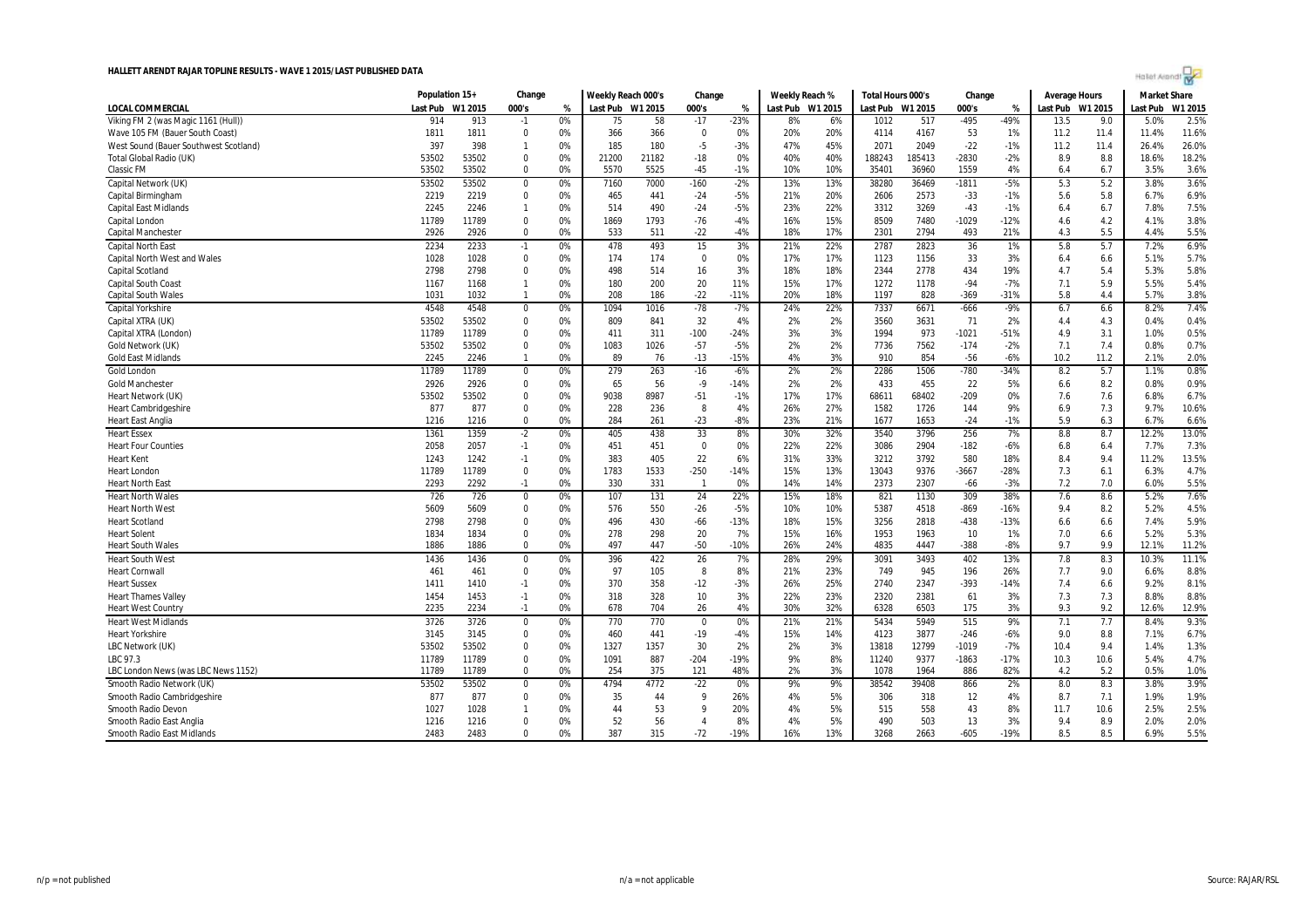# HALLETT ARENDT RAJAR TOPLINE RESULTS - WAVE 1 2015/LAST PUBLISHED DATA

| | Population 15+ | | Change | | Weekly Reach 000's | | Change | | Weekly Reach % | | Total Hours 000's | | Change | | Average Hours | | Market Share | |
|---|---|---|---|---|---|---|---|---|---|---|---|---|---|---|---|---|---|---|
| LOCAL COMMERCIAL | Last Pub | W1 2015 | 000's | % | Last Pub | W1 2015 | 000's | % | Last Pub | W1 2015 | Last Pub | W1 2015 | 000's | % | Last Pub | W1 2015 | Last Pub | W1 2015 |
| Viking FM 2 (was Magic 1161 (Hull)) | 914 | 913 | -1 | 0% | 75 | 58 | -17 | -23% | 8% | 6% | 1012 | 517 | -495 | -49% | 13.5 | 9.0 | 5.0% | 2.5% |
| Wave 105 FM (Bauer South Coast) | 1811 | 1811 | 0 | 0% | 366 | 366 | 0 | 0% | 20% | 20% | 4114 | 4167 | 53 | 1% | 11.2 | 11.4 | 11.4% | 11.6% |
| West Sound (Bauer Southwest Scotland) | 397 | 398 | 1 | 0% | 185 | 180 | -5 | -3% | 47% | 45% | 2071 | 2049 | -22 | -1% | 11.2 | 11.4 | 26.4% | 26.0% |
| Total Global Radio (UK) | 53502 | 53502 | 0 | 0% | 21200 | 21182 | -18 | 0% | 40% | 40% | 188243 | 185413 | -2830 | -2% | 8.9 | 8.8 | 18.6% | 18.2% |
| Classic FM | 53502 | 53502 | 0 | 0% | 5570 | 5525 | -45 | -1% | 10% | 10% | 35401 | 36960 | 1559 | 4% | 6.4 | 6.7 | 3.5% | 3.6% |
| Capital Network (UK) | 53502 | 53502 | 0 | 0% | 7160 | 7000 | -160 | -2% | 13% | 13% | 38280 | 36469 | -1811 | -5% | 5.3 | 5.2 | 3.8% | 3.6% |
| Capital Birmingham | 2219 | 2219 | 0 | 0% | 465 | 441 | -24 | -5% | 21% | 20% | 2606 | 2573 | -33 | -1% | 5.6 | 5.8 | 6.7% | 6.9% |
| Capital East Midlands | 2245 | 2246 | 1 | 0% | 514 | 490 | -24 | -5% | 23% | 22% | 3312 | 3269 | -43 | -1% | 6.4 | 6.7 | 7.8% | 7.5% |
| Capital London | 11789 | 11789 | 0 | 0% | 1869 | 1793 | -76 | -4% | 16% | 15% | 8509 | 7480 | -1029 | -12% | 4.6 | 4.2 | 4.1% | 3.8% |
| Capital Manchester | 2926 | 2926 | 0 | 0% | 533 | 511 | -22 | -4% | 18% | 17% | 2301 | 2794 | 493 | 21% | 4.3 | 5.5 | 4.4% | 5.5% |
| Capital North East | 2234 | 2233 | -1 | 0% | 478 | 493 | 15 | 3% | 21% | 22% | 2787 | 2823 | 36 | 1% | 5.8 | 5.7 | 7.2% | 6.9% |
| Capital North West and Wales | 1028 | 1028 | 0 | 0% | 174 | 174 | 0 | 0% | 17% | 17% | 1123 | 1156 | 33 | 3% | 6.4 | 6.6 | 5.1% | 5.7% |
| Capital Scotland | 2798 | 2798 | 0 | 0% | 498 | 514 | 16 | 3% | 18% | 18% | 2344 | 2778 | 434 | 19% | 4.7 | 5.4 | 5.3% | 5.8% |
| Capital South Coast | 1167 | 1168 | 1 | 0% | 180 | 200 | 20 | 11% | 15% | 17% | 1272 | 1178 | -94 | -7% | 7.1 | 5.9 | 5.5% | 5.4% |
| Capital South Wales | 1031 | 1032 | 1 | 0% | 208 | 186 | -22 | -11% | 20% | 18% | 1197 | 828 | -369 | -31% | 5.8 | 4.4 | 5.7% | 3.8% |
| Capital Yorkshire | 4548 | 4548 | 0 | 0% | 1094 | 1016 | -78 | -7% | 24% | 22% | 7337 | 6671 | -666 | -9% | 6.7 | 6.6 | 8.2% | 7.4% |
| Capital XTRA (UK) | 53502 | 53502 | 0 | 0% | 809 | 841 | 32 | 4% | 2% | 2% | 3560 | 3631 | 71 | 2% | 4.4 | 4.3 | 0.4% | 0.4% |
| Capital XTRA (London) | 11789 | 11789 | 0 | 0% | 411 | 311 | -100 | -24% | 3% | 3% | 1994 | 973 | -1021 | -51% | 4.9 | 3.1 | 1.0% | 0.5% |
| Gold Network (UK) | 53502 | 53502 | 0 | 0% | 1083 | 1026 | -57 | -5% | 2% | 2% | 7736 | 7562 | -174 | -2% | 7.1 | 7.4 | 0.8% | 0.7% |
| Gold East Midlands | 2245 | 2246 | 1 | 0% | 89 | 76 | -13 | -15% | 4% | 3% | 910 | 854 | -56 | -6% | 10.2 | 11.2 | 2.1% | 2.0% |
| Gold London | 11789 | 11789 | 0 | 0% | 279 | 263 | -16 | -6% | 2% | 2% | 2286 | 1506 | -780 | -34% | 8.2 | 5.7 | 1.1% | 0.8% |
| Gold Manchester | 2926 | 2926 | 0 | 0% | 65 | 56 | -9 | -14% | 2% | 2% | 433 | 455 | 22 | 5% | 6.6 | 8.2 | 0.8% | 0.9% |
| Heart Network (UK) | 53502 | 53502 | 0 | 0% | 9038 | 8987 | -51 | -1% | 17% | 17% | 68611 | 68402 | -209 | 0% | 7.6 | 7.6 | 6.8% | 6.7% |
| Heart Cambridgeshire | 877 | 877 | 0 | 0% | 228 | 236 | 8 | 4% | 26% | 27% | 1582 | 1726 | 144 | 9% | 6.9 | 7.3 | 9.7% | 10.6% |
| Heart East Anglia | 1216 | 1216 | 0 | 0% | 284 | 261 | -23 | -8% | 23% | 21% | 1677 | 1653 | -24 | -1% | 5.9 | 6.3 | 6.7% | 6.6% |
| Heart Essex | 1361 | 1359 | -2 | 0% | 405 | 438 | 33 | 8% | 30% | 32% | 3540 | 3796 | 256 | 7% | 8.8 | 8.7 | 12.2% | 13.0% |
| Heart Four Counties | 2058 | 2057 | -1 | 0% | 451 | 451 | 0 | 0% | 22% | 22% | 3086 | 2904 | -182 | -6% | 6.8 | 6.4 | 7.7% | 7.3% |
| Heart Kent | 1243 | 1242 | -1 | 0% | 383 | 405 | 22 | 6% | 31% | 33% | 3212 | 3792 | 580 | 18% | 8.4 | 9.4 | 11.2% | 13.5% |
| Heart London | 11789 | 11789 | 0 | 0% | 1783 | 1533 | -250 | -14% | 15% | 13% | 13043 | 9376 | -3667 | -28% | 7.3 | 6.1 | 6.3% | 4.7% |
| Heart North East | 2293 | 2292 | -1 | 0% | 330 | 331 | 1 | 0% | 14% | 14% | 2373 | 2307 | -66 | -3% | 7.2 | 7.0 | 6.0% | 5.5% |
| Heart North Wales | 726 | 726 | 0 | 0% | 107 | 131 | 24 | 22% | 15% | 18% | 821 | 1130 | 309 | 38% | 7.6 | 8.6 | 5.2% | 7.6% |
| Heart North West | 5609 | 5609 | 0 | 0% | 576 | 550 | -26 | -5% | 10% | 10% | 5387 | 4518 | -869 | -16% | 9.4 | 8.2 | 5.2% | 4.5% |
| Heart Scotland | 2798 | 2798 | 0 | 0% | 496 | 430 | -66 | -13% | 18% | 15% | 3256 | 2818 | -438 | -13% | 6.6 | 6.6 | 7.4% | 5.9% |
| Heart Solent | 1834 | 1834 | 0 | 0% | 278 | 298 | 20 | 7% | 15% | 16% | 1953 | 1963 | 10 | 1% | 7.0 | 6.6 | 5.2% | 5.3% |
| Heart South Wales | 1886 | 1886 | 0 | 0% | 497 | 447 | -50 | -10% | 26% | 24% | 4835 | 4447 | -388 | -8% | 9.7 | 9.9 | 12.1% | 11.2% |
| Heart South West | 1436 | 1436 | 0 | 0% | 396 | 422 | 26 | 7% | 28% | 29% | 3091 | 3493 | 402 | 13% | 7.8 | 8.3 | 10.3% | 11.1% |
| Heart Cornwall | 461 | 461 | 0 | 0% | 97 | 105 | 8 | 8% | 21% | 23% | 749 | 945 | 196 | 26% | 7.7 | 9.0 | 6.6% | 8.8% |
| Heart Sussex | 1411 | 1410 | -1 | 0% | 370 | 358 | -12 | -3% | 26% | 25% | 2740 | 2347 | -393 | -14% | 7.4 | 6.6 | 9.2% | 8.1% |
| Heart Thames Valley | 1454 | 1453 | -1 | 0% | 318 | 328 | 10 | 3% | 22% | 23% | 2320 | 2381 | 61 | 3% | 7.3 | 7.3 | 8.8% | 8.8% |
| Heart West Country | 2235 | 2234 | -1 | 0% | 678 | 704 | 26 | 4% | 30% | 32% | 6328 | 6503 | 175 | 3% | 9.3 | 9.2 | 12.6% | 12.9% |
| Heart West Midlands | 3726 | 3726 | 0 | 0% | 770 | 770 | 0 | 0% | 21% | 21% | 5434 | 5949 | 515 | 9% | 7.1 | 7.7 | 8.4% | 9.3% |
| Heart Yorkshire | 3145 | 3145 | 0 | 0% | 460 | 441 | -19 | -4% | 15% | 14% | 4123 | 3877 | -246 | -6% | 9.0 | 8.8 | 7.1% | 6.7% |
| LBC Network (UK) | 53502 | 53502 | 0 | 0% | 1327 | 1357 | 30 | 2% | 2% | 3% | 13818 | 12799 | -1019 | -7% | 10.4 | 9.4 | 1.4% | 1.3% |
| LBC 97.3 | 11789 | 11789 | 0 | 0% | 1091 | 887 | -204 | -19% | 9% | 8% | 11240 | 9377 | -1863 | -17% | 10.3 | 10.6 | 5.4% | 4.7% |
| LBC London News (was LBC News 1152) | 11789 | 11789 | 0 | 0% | 254 | 375 | 121 | 48% | 2% | 3% | 1078 | 1964 | 886 | 82% | 4.2 | 5.2 | 0.5% | 1.0% |
| Smooth Radio Network (UK) | 53502 | 53502 | 0 | 0% | 4794 | 4772 | -22 | 0% | 9% | 9% | 38542 | 39408 | 866 | 2% | 8.0 | 8.3 | 3.8% | 3.9% |
| Smooth Radio Cambridgeshire | 877 | 877 | 0 | 0% | 35 | 44 | 9 | 26% | 4% | 5% | 306 | 318 | 12 | 4% | 8.7 | 7.1 | 1.9% | 1.9% |
| Smooth Radio Devon | 1027 | 1028 | 1 | 0% | 44 | 53 | 9 | 20% | 4% | 5% | 515 | 558 | 43 | 8% | 11.7 | 10.6 | 2.5% | 2.5% |
| Smooth Radio East Anglia | 1216 | 1216 | 0 | 0% | 52 | 56 | 4 | 8% | 4% | 5% | 490 | 503 | 13 | 3% | 9.4 | 8.9 | 2.0% | 2.0% |
| Smooth Radio East Midlands | 2483 | 2483 | 0 | 0% | 387 | 315 | -72 | -19% | 16% | 13% | 3268 | 2663 | -605 | -19% | 8.5 | 8.5 | 6.9% | 5.5% |

n/p = not published    n/a = not applicable    Source: RAJAR/RSL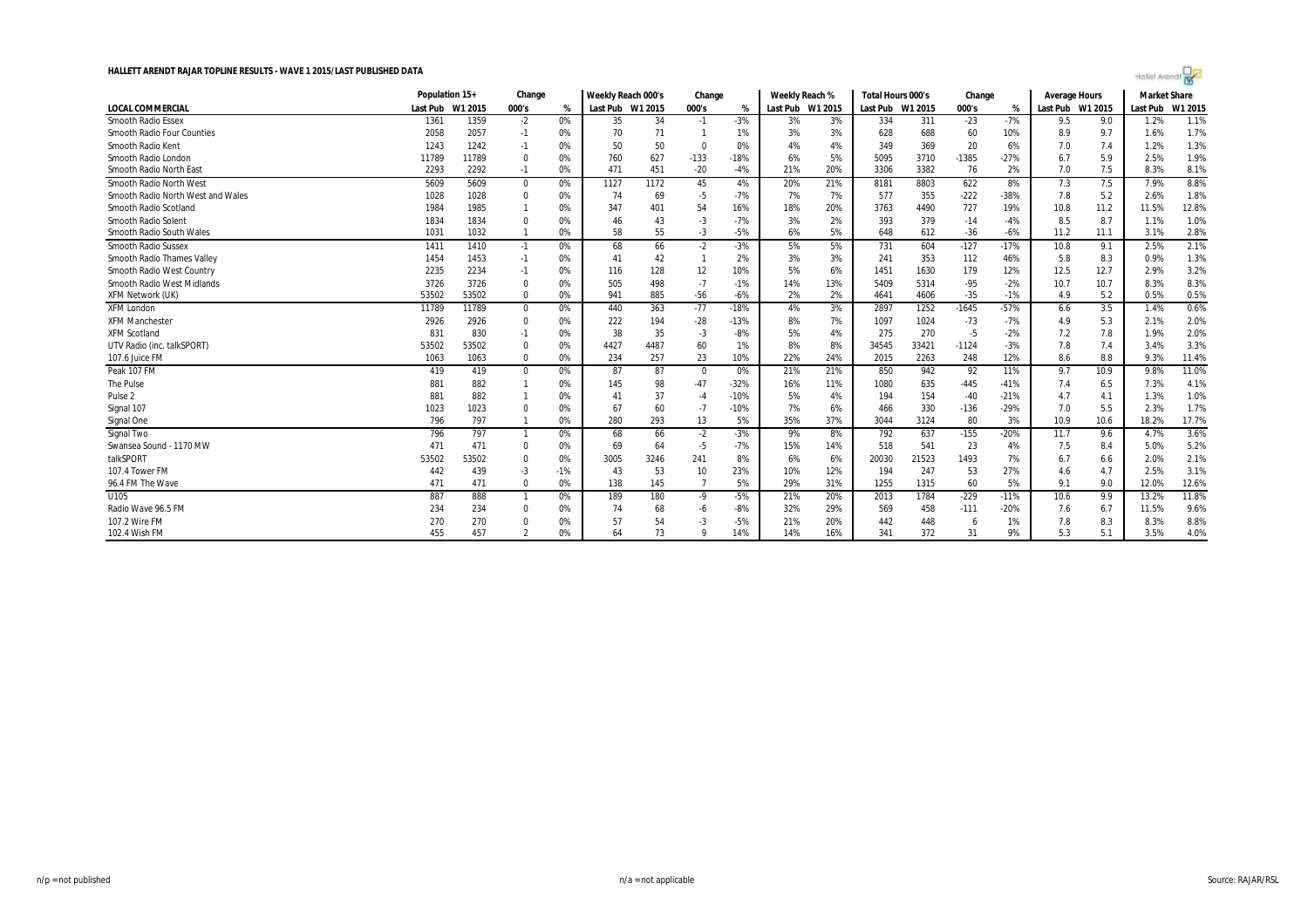**HALLETT ARENDT RAJAR TOPLINE RESULTS - WAVE 1 2015/LAST PUBLISHED DATA**

| | Population 15+ | | Change | | Weekly Reach 000's | | Change | | Weekly Reach % | | Total Hours 000's | | Change | | Average Hours | | Market Share | |
|---|---|---|---|---|---|---|---|---|---|---|---|---|---|---|---|---|---|---|
| **LOCAL COMMERCIAL** | Last Pub | W1 2015 | 000's | % | Last Pub | W1 2015 | 000's | % | Last Pub | W1 2015 | Last Pub | W1 2015 | 000's | % | Last Pub | W1 2015 | Last Pub | W1 2015 |
| Smooth Radio Essex | 1361 | 1359 | -2 | 0% | 35 | 34 | -1 | -3% | 3% | 3% | 334 | 311 | -23 | -7% | 9.5 | 9.0 | 1.2% | 1.1% |
| Smooth Radio Four Counties | 2058 | 2057 | -1 | 0% | 70 | 71 | 1 | 1% | 3% | 3% | 628 | 688 | 60 | 10% | 8.9 | 9.7 | 1.6% | 1.7% |
| Smooth Radio Kent | 1243 | 1242 | -1 | 0% | 50 | 50 | 0 | 0% | 4% | 4% | 349 | 369 | 20 | 6% | 7.0 | 7.4 | 1.2% | 1.3% |
| Smooth Radio London | 11789 | 11789 | 0 | 0% | 760 | 627 | -133 | -18% | 6% | 5% | 5095 | 3710 | -1385 | -27% | 6.7 | 5.9 | 2.5% | 1.9% |
| Smooth Radio North East | 2293 | 2292 | -1 | 0% | 471 | 451 | -20 | -4% | 21% | 20% | 3306 | 3382 | 76 | 2% | 7.0 | 7.5 | 8.3% | 8.1% |
| Smooth Radio North West | 5609 | 5609 | 0 | 0% | 1127 | 1172 | 45 | 4% | 20% | 21% | 8181 | 8803 | 622 | 8% | 7.3 | 7.5 | 7.9% | 8.8% |
| Smooth Radio North West and Wales | 1028 | 1028 | 0 | 0% | 74 | 69 | -5 | -7% | 7% | 7% | 577 | 355 | -222 | -38% | 7.8 | 5.2 | 2.6% | 1.8% |
| Smooth Radio Scotland | 1984 | 1985 | 1 | 0% | 347 | 401 | 54 | 16% | 18% | 20% | 3763 | 4490 | 727 | 19% | 10.8 | 11.2 | 11.5% | 12.8% |
| Smooth Radio Solent | 1834 | 1834 | 0 | 0% | 46 | 43 | -3 | -7% | 3% | 2% | 393 | 379 | -14 | -4% | 8.5 | 8.7 | 1.1% | 1.0% |
| Smooth Radio South Wales | 1031 | 1032 | 1 | 0% | 58 | 55 | -3 | -5% | 6% | 5% | 648 | 612 | -36 | -6% | 11.2 | 11.1 | 3.1% | 2.8% |
| Smooth Radio Sussex | 1411 | 1410 | -1 | 0% | 68 | 66 | -2 | -3% | 5% | 5% | 731 | 604 | -127 | -17% | 10.8 | 9.1 | 2.5% | 2.1% |
| Smooth Radio Thames Valley | 1454 | 1453 | -1 | 0% | 41 | 42 | 1 | 2% | 3% | 3% | 241 | 353 | 112 | 46% | 5.8 | 8.3 | 0.9% | 1.3% |
| Smooth Radio West Country | 2235 | 2234 | -1 | 0% | 116 | 128 | 12 | 10% | 5% | 6% | 1451 | 1630 | 179 | 12% | 12.5 | 12.7 | 2.9% | 3.2% |
| Smooth Radio West Midlands | 3726 | 3726 | 0 | 0% | 505 | 498 | -7 | -1% | 14% | 13% | 5409 | 5314 | -95 | -2% | 10.7 | 10.7 | 8.3% | 8.3% |
| XFM Network (UK) | 53502 | 53502 | 0 | 0% | 941 | 885 | -56 | -6% | 2% | 2% | 4641 | 4606 | -35 | -1% | 4.9 | 5.2 | 0.5% | 0.5% |
| XFM London | 11789 | 11789 | 0 | 0% | 440 | 363 | -77 | -18% | 4% | 3% | 2897 | 1252 | -1645 | -57% | 6.6 | 3.5 | 1.4% | 0.6% |
| XFM Manchester | 2926 | 2926 | 0 | 0% | 222 | 194 | -28 | -13% | 8% | 7% | 1097 | 1024 | -73 | -7% | 4.9 | 5.3 | 2.1% | 2.0% |
| XFM Scotland | 831 | 830 | -1 | 0% | 38 | 35 | -3 | -8% | 5% | 4% | 275 | 270 | -5 | -2% | 7.2 | 7.8 | 1.9% | 2.0% |
| UTV Radio (inc. talkSPORT) | 53502 | 53502 | 0 | 0% | 4427 | 4487 | 60 | 1% | 8% | 8% | 34545 | 33421 | -1124 | -3% | 7.8 | 7.4 | 3.4% | 3.3% |
| 107.6 Juice FM | 1063 | 1063 | 0 | 0% | 234 | 257 | 23 | 10% | 22% | 24% | 2015 | 2263 | 248 | 12% | 8.6 | 8.8 | 9.3% | 11.4% |
| Peak 107 FM | 419 | 419 | 0 | 0% | 87 | 87 | 0 | 0% | 21% | 21% | 850 | 942 | 92 | 11% | 9.7 | 10.9 | 9.8% | 11.0% |
| The Pulse | 881 | 882 | 1 | 0% | 145 | 98 | -47 | -32% | 16% | 11% | 1080 | 635 | -445 | -41% | 7.4 | 6.5 | 7.3% | 4.1% |
| Pulse 2 | 881 | 882 | 1 | 0% | 41 | 37 | -4 | -10% | 5% | 4% | 194 | 154 | -40 | -21% | 4.7 | 4.1 | 1.3% | 1.0% |
| Signal 107 | 1023 | 1023 | 0 | 0% | 67 | 60 | -7 | -10% | 7% | 6% | 466 | 330 | -136 | -29% | 7.0 | 5.5 | 2.3% | 1.7% |
| Signal One | 796 | 797 | 1 | 0% | 280 | 293 | 13 | 5% | 35% | 37% | 3044 | 3124 | 80 | 3% | 10.9 | 10.6 | 18.2% | 17.7% |
| Signal Two | 796 | 797 | 1 | 0% | 68 | 66 | -2 | -3% | 9% | 8% | 792 | 637 | -155 | -20% | 11.7 | 9.6 | 4.7% | 3.6% |
| Swansea Sound - 1170 MW | 471 | 471 | 0 | 0% | 69 | 64 | -5 | -7% | 15% | 14% | 518 | 541 | 23 | 4% | 7.5 | 8.4 | 5.0% | 5.2% |
| talkSPORT | 53502 | 53502 | 0 | 0% | 3005 | 3246 | 241 | 8% | 6% | 6% | 20030 | 21523 | 1493 | 7% | 6.7 | 6.6 | 2.0% | 2.1% |
| 107.4 Tower FM | 442 | 439 | -3 | -1% | 43 | 53 | 10 | 23% | 10% | 12% | 194 | 247 | 53 | 27% | 4.6 | 4.7 | 2.5% | 3.1% |
| 96.4 FM The Wave | 471 | 471 | 0 | 0% | 138 | 145 | 7 | 5% | 29% | 31% | 1255 | 1315 | 60 | 5% | 9.1 | 9.0 | 12.0% | 12.6% |
| U105 | 887 | 888 | 1 | 0% | 189 | 180 | -9 | -5% | 21% | 20% | 2013 | 1784 | -229 | -11% | 10.6 | 9.9 | 13.2% | 11.8% |
| Radio Wave 96.5 FM | 234 | 234 | 0 | 0% | 74 | 68 | -6 | -8% | 32% | 29% | 569 | 458 | -111 | -20% | 7.6 | 6.7 | 11.5% | 9.6% |
| 107.2 Wire FM | 270 | 270 | 0 | 0% | 57 | 54 | -3 | -5% | 21% | 20% | 442 | 448 | 6 | 1% | 7.8 | 8.3 | 8.3% | 8.8% |
| 102.4 Wish FM | 455 | 457 | 2 | 0% | 64 | 73 | 9 | 14% | 14% | 16% | 341 | 372 | 31 | 9% | 5.3 | 5.1 | 3.5% | 4.0% |

n/p = not published n/a = not applicable Source: RAJAR/RSL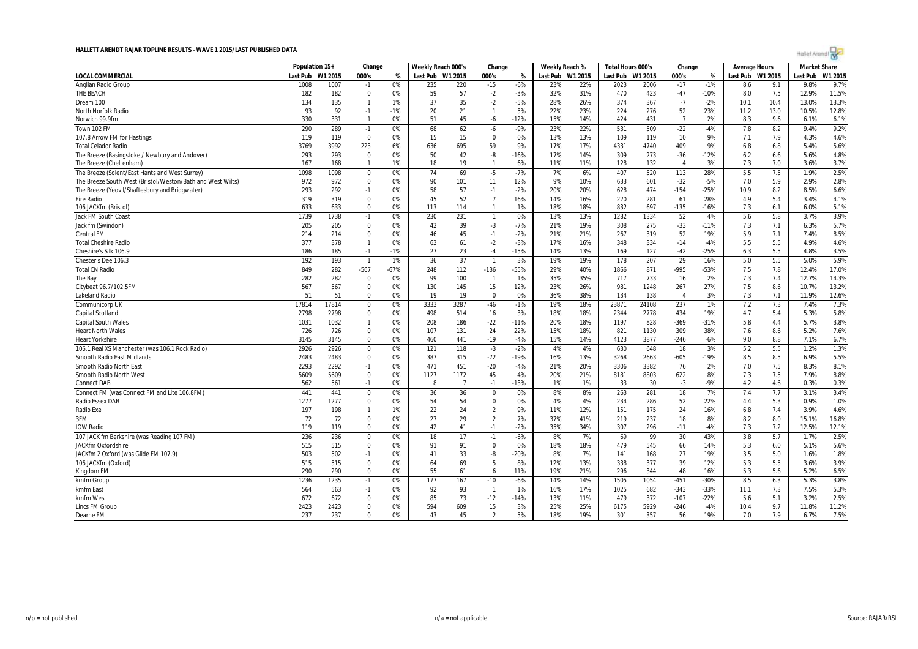# HALLETT ARENDT RAJAR TOPLINE RESULTS - WAVE 1 2015/LAST PUBLISHED DATA

| LOCAL COMMERCIAL | Population 15+ | | Change | | Weekly Reach 000's | | Change | | Weekly Reach % | | Total Hours 000's | | Change | | Average Hours | | Market Share | |
|---|---|---|---|---|---|---|---|---|---|---|---|---|---|---|---|---|---|---|
| | Last Pub | W1 2015 | 000's | % | Last Pub | W1 2015 | 000's | % | Last Pub | W1 2015 | Last Pub | W1 2015 | 000's | % | Last Pub | W1 2015 | Last Pub | W1 2015 |
| Anglian Radio Group | 1008 | 1007 | -1 | 0% | 235 | 220 | -15 | -6% | 23% | 22% | 2023 | 2006 | -17 | -1% | 8.6 | 9.1 | 9.8% | 9.7% |
| THE BEACH | 182 | 182 | 0 | 0% | 59 | 57 | -2 | -3% | 32% | 31% | 470 | 423 | -47 | -10% | 8.0 | 7.5 | 12.9% | 11.5% |
| Dream 100 | 134 | 135 | 1 | 1% | 37 | 35 | -2 | -5% | 28% | 26% | 374 | 367 | -7 | -2% | 10.1 | 10.4 | 13.0% | 13.3% |
| North Norfolk Radio | 93 | 92 | -1 | -1% | 20 | 21 | 1 | 5% | 22% | 23% | 224 | 276 | 52 | 23% | 11.2 | 13.0 | 10.5% | 12.8% |
| Norwich 99.9fm | 330 | 331 | 1 | 0% | 51 | 45 | -6 | -12% | 15% | 14% | 424 | 431 | 7 | 2% | 8.3 | 9.6 | 6.1% | 6.1% |
| Town 102 FM | 290 | 289 | -1 | 0% | 68 | 62 | -6 | -9% | 23% | 22% | 531 | 509 | -22 | -4% | 7.8 | 8.2 | 9.4% | 9.2% |
| 107.8 Arrow FM for Hastings | 119 | 119 | 0 | 0% | 15 | 15 | 0 | 0% | 13% | 13% | 109 | 119 | 10 | 9% | 7.1 | 7.9 | 4.3% | 4.6% |
| Total Celador Radio | 3769 | 3992 | 223 | 6% | 636 | 695 | 59 | 9% | 17% | 17% | 4331 | 4740 | 409 | 9% | 6.8 | 6.8 | 5.4% | 5.6% |
| The Breeze (Basingstoke / Newbury and Andover) | 293 | 293 | 0 | 0% | 50 | 42 | -8 | -16% | 17% | 14% | 309 | 273 | -36 | -12% | 6.2 | 6.6 | 5.6% | 4.8% |
| The Breeze (Cheltenham) | 167 | 168 | 1 | 1% | 18 | 19 | 1 | 6% | 11% | 11% | 128 | 132 | 4 | 3% | 7.3 | 7.0 | 3.6% | 3.7% |
| The Breeze (Solent/East Hants and West Surrey) | 1098 | 1098 | 0 | 0% | 74 | 69 | -5 | -7% | 7% | 6% | 407 | 520 | 113 | 28% | 5.5 | 7.5 | 1.9% | 2.5% |
| The Breeze South West (Bristol/Weston/Bath and West Wilts) | 972 | 972 | 0 | 0% | 90 | 101 | 11 | 12% | 9% | 10% | 633 | 601 | -32 | -5% | 7.0 | 5.9 | 2.9% | 2.8% |
| The Breeze (Yeovil/Shaftesbury and Bridgwater) | 293 | 292 | -1 | 0% | 58 | 57 | -1 | -2% | 20% | 20% | 628 | 474 | -154 | -25% | 10.9 | 8.2 | 8.5% | 6.6% |
| Fire Radio | 319 | 319 | 0 | 0% | 45 | 52 | 7 | 16% | 14% | 16% | 220 | 281 | 61 | 28% | 4.9 | 5.4 | 3.4% | 4.1% |
| 106 JACKfm (Bristol) | 633 | 633 | 0 | 0% | 113 | 114 | 1 | 1% | 18% | 18% | 832 | 697 | -135 | -16% | 7.3 | 6.1 | 6.0% | 5.1% |
| Jack FM South Coast | 1739 | 1738 | -1 | 0% | 230 | 231 | 1 | 0% | 13% | 13% | 1282 | 1334 | 52 | 4% | 5.6 | 5.8 | 3.7% | 3.9% |
| Jack fm (Swindon) | 205 | 205 | 0 | 0% | 42 | 39 | -3 | -7% | 21% | 19% | 308 | 275 | -33 | -11% | 7.3 | 7.1 | 6.3% | 5.7% |
| Central FM | 214 | 214 | 0 | 0% | 46 | 45 | -1 | -2% | 21% | 21% | 267 | 319 | 52 | 19% | 5.9 | 7.1 | 7.4% | 8.5% |
| Total Cheshire Radio | 377 | 378 | 1 | 0% | 63 | 61 | -2 | -3% | 17% | 16% | 348 | 334 | -14 | -4% | 5.5 | 5.5 | 4.9% | 4.6% |
| Cheshire's Silk 106.9 | 186 | 185 | -1 | -1% | 27 | 23 | -4 | -15% | 14% | 13% | 169 | 127 | -42 | -25% | 6.3 | 5.5 | 4.8% | 3.5% |
| Chester's Dee 106.3 | 192 | 193 | 1 | 1% | 36 | 37 | 1 | 3% | 19% | 19% | 178 | 207 | 29 | 16% | 5.0 | 5.5 | 5.0% | 5.9% |
| Total CN Radio | 849 | 282 | -567 | -67% | 248 | 112 | -136 | -55% | 29% | 40% | 1866 | 871 | -995 | -53% | 7.5 | 7.8 | 12.4% | 17.0% |
| The Bay | 282 | 282 | 0 | 0% | 99 | 100 | 1 | 1% | 35% | 35% | 717 | 733 | 16 | 2% | 7.3 | 7.4 | 12.7% | 14.3% |
| Citybeat 96.7/102.5FM | 567 | 567 | 0 | 0% | 130 | 145 | 15 | 12% | 23% | 26% | 981 | 1248 | 267 | 27% | 7.5 | 8.6 | 10.7% | 13.2% |
| Lakeland Radio | 51 | 51 | 0 | 0% | 19 | 19 | 0 | 0% | 36% | 38% | 134 | 138 | 4 | 3% | 7.3 | 7.1 | 11.9% | 12.6% |
| Communicorp UK | 17814 | 17814 | 0 | 0% | 3333 | 3287 | -46 | -1% | 19% | 18% | 23871 | 24108 | 237 | 1% | 7.2 | 7.3 | 7.4% | 7.3% |
| Capital Scotland | 2798 | 2798 | 0 | 0% | 498 | 514 | 16 | 3% | 18% | 18% | 2344 | 2778 | 434 | 19% | 4.7 | 5.4 | 5.3% | 5.8% |
| Capital South Wales | 1031 | 1032 | 1 | 0% | 208 | 186 | -22 | -11% | 20% | 18% | 1197 | 828 | -369 | -31% | 5.8 | 4.4 | 5.7% | 3.8% |
| Heart North Wales | 726 | 726 | 0 | 0% | 107 | 131 | 24 | 22% | 15% | 18% | 821 | 1130 | 309 | 38% | 7.6 | 8.6 | 5.2% | 7.6% |
| Heart Yorkshire | 3145 | 3145 | 0 | 0% | 460 | 441 | -19 | -4% | 15% | 14% | 4123 | 3877 | -246 | -6% | 9.0 | 8.8 | 7.1% | 6.7% |
| 106.1 Real XS Manchester (was 106.1 Rock Radio) | 2926 | 2926 | 0 | 0% | 121 | 118 | -3 | -2% | 4% | 4% | 630 | 648 | 18 | 3% | 5.2 | 5.5 | 1.2% | 1.3% |
| Smooth Radio East Midlands | 2483 | 2483 | 0 | 0% | 387 | 315 | -72 | -19% | 16% | 13% | 3268 | 2663 | -605 | -19% | 8.5 | 8.5 | 6.9% | 5.5% |
| Smooth Radio North East | 2293 | 2292 | -1 | 0% | 471 | 451 | -20 | -4% | 21% | 20% | 3306 | 3382 | 76 | 2% | 7.0 | 7.5 | 8.3% | 8.1% |
| Smooth Radio North West | 5609 | 5609 | 0 | 0% | 1127 | 1172 | 45 | 4% | 20% | 21% | 8181 | 8803 | 622 | 8% | 7.3 | 7.5 | 7.9% | 8.8% |
| Connect DAB | 562 | 561 | -1 | 0% | 8 | 7 | -1 | -13% | 1% | 1% | 33 | 30 | -3 | -9% | 4.2 | 4.6 | 0.3% | 0.3% |
| Connect FM (was Connect FM and Lite 106.8FM) | 441 | 441 | 0 | 0% | 36 | 36 | 0 | 0% | 8% | 8% | 263 | 281 | 18 | 7% | 7.4 | 7.7 | 3.1% | 3.4% |
| Radio Essex DAB | 1277 | 1277 | 0 | 0% | 54 | 54 | 0 | 0% | 4% | 4% | 234 | 286 | 52 | 22% | 4.4 | 5.3 | 0.9% | 1.0% |
| Radio Exe | 197 | 198 | 1 | 1% | 22 | 24 | 2 | 9% | 11% | 12% | 151 | 175 | 24 | 16% | 6.8 | 7.4 | 3.9% | 4.6% |
| 3FM | 72 | 72 | 0 | 0% | 27 | 29 | 2 | 7% | 37% | 41% | 219 | 237 | 18 | 8% | 8.2 | 8.0 | 15.1% | 16.8% |
| IOW Radio | 119 | 119 | 0 | 0% | 42 | 41 | -1 | -2% | 35% | 34% | 307 | 296 | -11 | -4% | 7.3 | 7.2 | 12.5% | 12.1% |
| 107 JACK fm Berkshire (was Reading 107 FM) | 236 | 236 | 0 | 0% | 18 | 17 | -1 | -6% | 8% | 7% | 69 | 99 | 30 | 43% | 3.8 | 5.7 | 1.7% | 2.5% |
| JACKfm Oxfordshire | 515 | 515 | 0 | 0% | 91 | 91 | 0 | 0% | 18% | 18% | 479 | 545 | 66 | 14% | 5.3 | 6.0 | 5.1% | 5.6% |
| JACKfm 2 Oxford (was Glide FM 107.9) | 503 | 502 | -1 | 0% | 41 | 33 | -8 | -20% | 8% | 7% | 141 | 168 | 27 | 19% | 3.5 | 5.0 | 1.6% | 1.8% |
| 106 JACKfm (Oxford) | 515 | 515 | 0 | 0% | 64 | 69 | 5 | 8% | 12% | 13% | 338 | 377 | 39 | 12% | 5.3 | 5.5 | 3.6% | 3.9% |
| Kingdom FM | 290 | 290 | 0 | 0% | 55 | 61 | 6 | 11% | 19% | 21% | 296 | 344 | 48 | 16% | 5.3 | 5.6 | 5.2% | 6.5% |
| kmfm Group | 1236 | 1235 | -1 | 0% | 177 | 167 | -10 | -6% | 14% | 14% | 1505 | 1054 | -451 | -30% | 8.5 | 6.3 | 5.3% | 3.8% |
| kmfm East | 564 | 563 | -1 | 0% | 92 | 93 | 1 | 1% | 16% | 17% | 1025 | 682 | -343 | -33% | 11.1 | 7.3 | 7.5% | 5.3% |
| kmfm West | 672 | 672 | 0 | 0% | 85 | 73 | -12 | -14% | 13% | 11% | 479 | 372 | -107 | -22% | 5.6 | 5.1 | 3.2% | 2.5% |
| Lincs FM Group | 2423 | 2423 | 0 | 0% | 594 | 609 | 15 | 3% | 25% | 25% | 6175 | 5929 | -246 | -4% | 10.4 | 9.7 | 11.8% | 11.2% |
| Dearne FM | 237 | 237 | 0 | 0% | 43 | 45 | 2 | 5% | 18% | 19% | 301 | 357 | 56 | 19% | 7.0 | 7.9 | 6.7% | 7.5% |

n/p = not published | n/a = not applicable | Source: RAJAR/RSL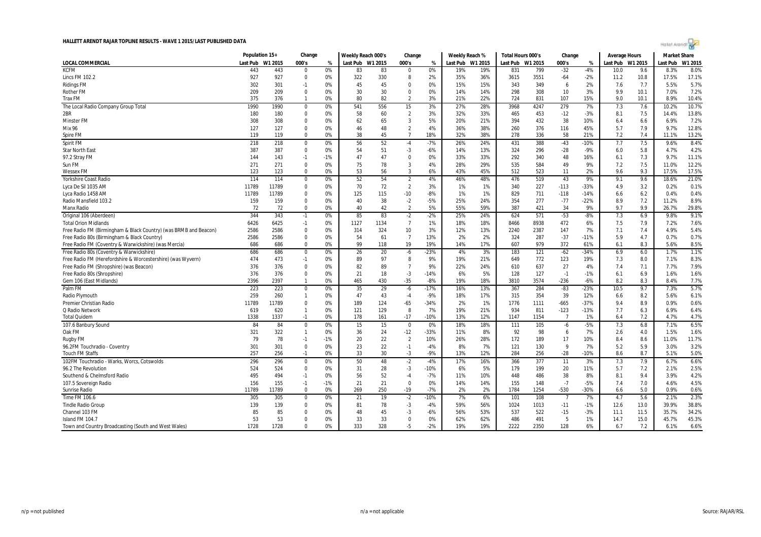# HALLETT ARENDT RAJAR TOPLINE RESULTS - WAVE 1 2015/LAST PUBLISHED DATA

| | Population 15+ | | Change | | Weekly Reach 000's | | Change | | Weekly Reach % | | Total Hours 000's | | Change | | Average Hours | | Market Share | |
|---|---|---|---|---|---|---|---|---|---|---|---|---|---|---|---|---|---|---|
| **LOCAL COMMERCIAL** | Last Pub | W1 2015 | 000's | % | Last Pub | W1 2015 | 000's | % | Last Pub | W1 2015 | Last Pub | W1 2015 | 000's | % | Last Pub | W1 2015 | Last Pub | W1 2015 |
| KCFM | 443 | 443 | 0 | 0% | 83 | 83 | 0 | 0% | 19% | 19% | 831 | 799 | -32 | -4% | 10.0 | 9.6 | 8.3% | 8.0% |
| Lincs FM 102.2 | 927 | 927 | 0 | 0% | 322 | 330 | 8 | 2% | 35% | 36% | 3615 | 3551 | -64 | -2% | 11.2 | 10.8 | 17.5% | 17.1% |
| Ridings FM | 302 | 301 | -1 | 0% | 45 | 45 | 0 | 0% | 15% | 15% | 343 | 349 | 6 | 2% | 7.6 | 7.7 | 5.5% | 5.7% |
| Rother FM | 209 | 209 | 0 | 0% | 30 | 30 | 0 | 0% | 14% | 14% | 298 | 308 | 10 | 3% | 9.9 | 10.1 | 7.0% | 7.2% |
| Trax FM | 375 | 376 | 1 | 0% | 80 | 82 | 2 | 3% | 21% | 22% | 724 | 831 | 107 | 15% | 9.0 | 10.1 | 8.9% | 10.4% |
| The Local Radio Company Group Total | 1990 | 1990 | 0 | 0% | 541 | 556 | 15 | 3% | 27% | 28% | 3968 | 4247 | 279 | 7% | 7.3 | 7.6 | 10.2% | 10.7% |
| 2BR | 180 | 180 | 0 | 0% | 58 | 60 | 2 | 3% | 32% | 33% | 465 | 453 | -12 | -3% | 8.1 | 7.5 | 14.4% | 13.8% |
| Minster FM | 308 | 308 | 0 | 0% | 62 | 65 | 3 | 5% | 20% | 21% | 394 | 432 | 38 | 10% | 6.4 | 6.6 | 6.9% | 7.2% |
| Mix 96 | 127 | 127 | 0 | 0% | 46 | 48 | 2 | 4% | 36% | 38% | 260 | 376 | 116 | 45% | 5.7 | 7.9 | 9.7% | 12.8% |
| Spire FM | 119 | 119 | 0 | 0% | 38 | 45 | 7 | 18% | 32% | 38% | 278 | 336 | 58 | 21% | 7.2 | 7.4 | 11.1% | 13.2% |
| Spirit FM | 218 | 218 | 0 | 0% | 56 | 52 | -4 | -7% | 26% | 24% | 431 | 388 | -43 | -10% | 7.7 | 7.5 | 9.6% | 8.4% |
| Star North East | 387 | 387 | 0 | 0% | 54 | 51 | -3 | -6% | 14% | 13% | 324 | 296 | -28 | -9% | 6.0 | 5.8 | 4.7% | 4.2% |
| 97.2 Stray FM | 144 | 143 | -1 | -1% | 47 | 47 | 0 | 0% | 33% | 33% | 292 | 340 | 48 | 16% | 6.1 | 7.3 | 9.7% | 11.1% |
| Sun FM | 271 | 271 | 0 | 0% | 75 | 78 | 3 | 4% | 28% | 29% | 535 | 584 | 49 | 9% | 7.2 | 7.5 | 11.0% | 12.2% |
| Wessex FM | 123 | 123 | 0 | 0% | 53 | 56 | 3 | 6% | 43% | 45% | 512 | 523 | 11 | 2% | 9.6 | 9.3 | 17.5% | 17.5% |
| Yorkshire Coast Radio | 114 | 114 | 0 | 0% | 52 | 54 | 2 | 4% | 46% | 48% | 476 | 519 | 43 | 9% | 9.1 | 9.6 | 18.6% | 21.0% |
| Lyca De Sil 1035 AM | 11789 | 11789 | 0 | 0% | 70 | 72 | 2 | 3% | 1% | 1% | 340 | 227 | -113 | -33% | 4.9 | 3.2 | 0.2% | 0.1% |
| Lyca Radio 1458 AM | 11789 | 11789 | 0 | 0% | 125 | 115 | -10 | -8% | 1% | 1% | 829 | 711 | -118 | -14% | 6.6 | 6.2 | 0.4% | 0.4% |
| Radio Mansfield 103.2 | 159 | 159 | 0 | 0% | 40 | 38 | -2 | -5% | 25% | 24% | 354 | 277 | -77 | -22% | 8.9 | 7.2 | 11.2% | 8.9% |
| Manx Radio | 72 | 72 | 0 | 0% | 40 | 42 | 2 | 5% | 55% | 59% | 387 | 421 | 34 | 9% | 9.7 | 9.9 | 26.7% | 29.8% |
| Original 106 (Aberdeen) | 344 | 343 | -1 | 0% | 85 | 83 | -2 | -2% | 25% | 24% | 624 | 571 | -53 | -8% | 7.3 | 6.9 | 9.8% | 9.1% |
| Total Orion Midlands | 6426 | 6425 | -1 | 0% | 1127 | 1134 | 7 | 1% | 18% | 18% | 8466 | 8938 | 472 | 6% | 7.5 | 7.9 | 7.2% | 7.6% |
| Free Radio FM (Birmingham & Black Country) (was BRMB and Beacon) | 2586 | 2586 | 0 | 0% | 314 | 324 | 10 | 3% | 12% | 13% | 2240 | 2387 | 147 | 7% | 7.1 | 7.4 | 4.9% | 5.4% |
| Free Radio 80s (Birmingham & Black Country) | 2586 | 2586 | 0 | 0% | 54 | 61 | 7 | 13% | 2% | 2% | 324 | 287 | -37 | -11% | 5.9 | 4.7 | 0.7% | 0.7% |
| Free Radio FM (Coventry & Warwickshire) (was Mercia) | 686 | 686 | 0 | 0% | 99 | 118 | 19 | 19% | 14% | 17% | 607 | 979 | 372 | 61% | 6.1 | 8.3 | 5.6% | 8.5% |
| Free Radio 80s (Coventry & Warwickshire) | 686 | 686 | 0 | 0% | 26 | 20 | -6 | -23% | 4% | 3% | 183 | 121 | -62 | -34% | 6.9 | 6.0 | 1.7% | 1.1% |
| Free Radio FM (Herefordshire & Worcestershire) (was Wyvern) | 474 | 473 | -1 | 0% | 89 | 97 | 8 | 9% | 19% | 21% | 649 | 772 | 123 | 19% | 7.3 | 8.0 | 7.1% | 8.3% |
| Free Radio FM (Shropshire) (was Beacon) | 376 | 376 | 0 | 0% | 82 | 89 | 7 | 9% | 22% | 24% | 610 | 637 | 27 | 4% | 7.4 | 7.1 | 7.7% | 7.9% |
| Free Radio 80s (Shropshire) | 376 | 376 | 0 | 0% | 21 | 18 | -3 | -14% | 6% | 5% | 128 | 127 | -1 | -1% | 6.1 | 6.9 | 1.6% | 1.6% |
| Gem 106 (East Midlands) | 2396 | 2397 | 1 | 0% | 465 | 430 | -35 | -8% | 19% | 18% | 3810 | 3574 | -236 | -6% | 8.2 | 8.3 | 8.4% | 7.7% |
| Palm FM | 223 | 223 | 0 | 0% | 35 | 29 | -6 | -17% | 16% | 13% | 367 | 284 | -83 | -23% | 10.5 | 9.7 | 7.3% | 5.7% |
| Radio Plymouth | 259 | 260 | 1 | 0% | 47 | 43 | -4 | -9% | 18% | 17% | 315 | 354 | 39 | 12% | 6.6 | 8.2 | 5.6% | 6.1% |
| Premier Christian Radio | 11789 | 11789 | 0 | 0% | 189 | 124 | -65 | -34% | 2% | 1% | 1776 | 1111 | -665 | -37% | 9.4 | 8.9 | 0.9% | 0.6% |
| Q Radio Network | 619 | 620 | 1 | 0% | 121 | 129 | 8 | 7% | 19% | 21% | 934 | 811 | -123 | -13% | 7.7 | 6.3 | 6.9% | 6.4% |
| Total Quidem | 1338 | 1337 | -1 | 0% | 178 | 161 | -17 | -10% | 13% | 12% | 1147 | 1154 | 7 | 1% | 6.4 | 7.2 | 4.7% | 4.7% |
| 107.6 Banbury Sound | 84 | 84 | 0 | 0% | 15 | 15 | 0 | 0% | 18% | 18% | 111 | 105 | -6 | -5% | 7.3 | 6.8 | 7.1% | 6.5% |
| Oak FM | 321 | 322 | 1 | 0% | 36 | 24 | -12 | -33% | 11% | 8% | 92 | 98 | 6 | 7% | 2.6 | 4.0 | 1.5% | 1.6% |
| Rugby FM | 79 | 78 | -1 | -1% | 20 | 22 | 2 | 10% | 26% | 28% | 172 | 189 | 17 | 10% | 8.4 | 8.6 | 11.0% | 11.7% |
| 96.2FM Touchradio - Coventry | 301 | 301 | 0 | 0% | 23 | 22 | -1 | -4% | 8% | 7% | 121 | 130 | 9 | 7% | 5.2 | 5.9 | 3.0% | 3.2% |
| Touch FM Staffs | 257 | 256 | -1 | 0% | 33 | 30 | -3 | -9% | 13% | 12% | 284 | 256 | -28 | -10% | 8.6 | 8.7 | 5.1% | 5.0% |
| 102FM Touchradio - Warks, Worcs, Cotswolds | 296 | 296 | 0 | 0% | 50 | 48 | -2 | -4% | 17% | 16% | 366 | 377 | 11 | 3% | 7.3 | 7.9 | 6.7% | 6.6% |
| 96.2 The Revolution | 524 | 524 | 0 | 0% | 31 | 28 | -3 | -10% | 6% | 5% | 179 | 199 | 20 | 11% | 5.7 | 7.2 | 2.1% | 2.5% |
| Southend & Chelmsford Radio | 495 | 494 | -1 | 0% | 56 | 52 | -4 | -7% | 11% | 10% | 448 | 486 | 38 | 8% | 8.1 | 9.4 | 3.9% | 4.2% |
| 107.5 Sovereign Radio | 156 | 155 | -1 | -1% | 21 | 21 | 0 | 0% | 14% | 14% | 155 | 148 | -7 | -5% | 7.4 | 7.0 | 4.6% | 4.5% |
| Sunrise Radio | 11789 | 11789 | 0 | 0% | 269 | 250 | -19 | -7% | 2% | 2% | 1784 | 1254 | -530 | -30% | 6.6 | 5.0 | 0.9% | 0.6% |
| Time FM 106.6 | 305 | 305 | 0 | 0% | 21 | 19 | -2 | -10% | 7% | 6% | 101 | 108 | 7 | 7% | 4.7 | 5.6 | 2.1% | 2.3% |
| Tindle Radio Group | 139 | 139 | 0 | 0% | 81 | 78 | -3 | -4% | 59% | 56% | 1024 | 1013 | -11 | -1% | 12.6 | 13.0 | 39.9% | 38.8% |
| Channel 103 FM | 85 | 85 | 0 | 0% | 48 | 45 | -3 | -6% | 56% | 53% | 537 | 522 | -15 | -3% | 11.1 | 11.5 | 35.7% | 34.2% |
| Island FM 104.7 | 53 | 53 | 0 | 0% | 33 | 33 | 0 | 0% | 62% | 62% | 486 | 491 | 5 | 1% | 14.7 | 15.0 | 45.7% | 45.3% |
| Town and Country Broadcasting (South and West Wales) | 1728 | 1728 | 0 | 0% | 333 | 328 | -5 | -2% | 19% | 19% | 2222 | 2350 | 128 | 6% | 6.7 | 7.2 | 6.1% | 6.6% |

n/p = not published    n/a = not applicable    Source: RAJAR/RSL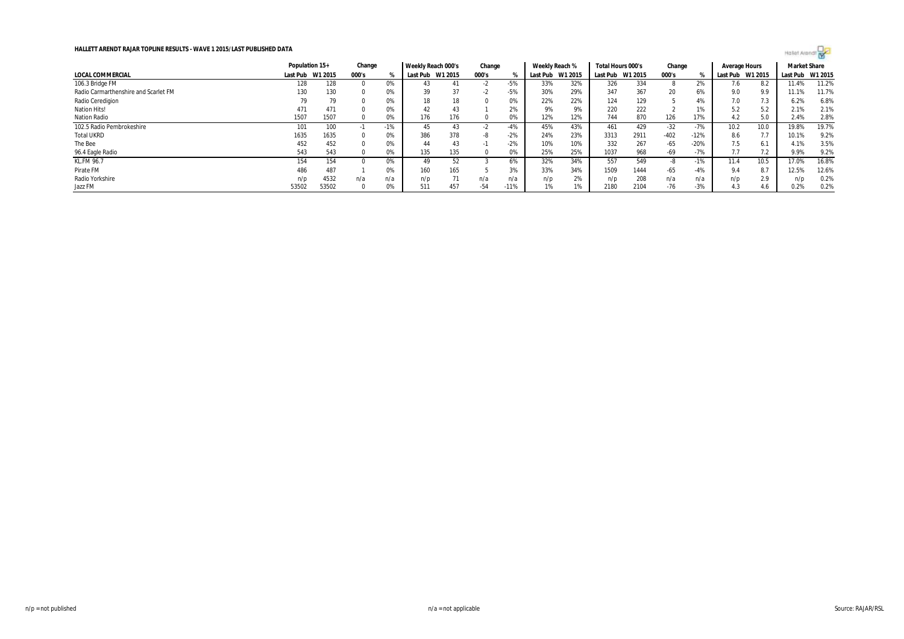**HALLETT ARENDT RAJAR TOPLINE RESULTS - WAVE 1 2015/LAST PUBLISHED DATA**

| | Population 15+ | | Change | | Weekly Reach 000's | | Change | | Weekly Reach % | | Total Hours 000's | | Change | | Average Hours | | Market Share | |
|---|---|---|---|---|---|---|---|---|---|---|---|---|---|---|---|---|---|---|
| **LOCAL COMMERCIAL** | Last Pub | W1 2015 | 000's | % | Last Pub | W1 2015 | 000's | % | Last Pub | W1 2015 | Last Pub | W1 2015 | 000's | % | Last Pub | W1 2015 | Last Pub | W1 2015 |
| 106.3 Bridge FM | 128 | 128 | 0 | 0% | 43 | 41 | -2 | -5% | 33% | 32% | 326 | 334 | 8 | 2% | 7.6 | 8.2 | 11.4% | 11.2% |
| Radio Carmarthenshire and Scarlet FM | 130 | 130 | 0 | 0% | 39 | 37 | -2 | -5% | 30% | 29% | 347 | 367 | 20 | 6% | 9.0 | 9.9 | 11.1% | 11.7% |
| Radio Ceredigion | 79 | 79 | 0 | 0% | 18 | 18 | 0 | 0% | 22% | 22% | 124 | 129 | 5 | 4% | 7.0 | 7.3 | 6.2% | 6.8% |
| Nation Hits! | 471 | 471 | 0 | 0% | 42 | 43 | 1 | 2% | 9% | 9% | 220 | 222 | 2 | 1% | 5.2 | 5.2 | 2.1% | 2.1% |
| Nation Radio | 1507 | 1507 | 0 | 0% | 176 | 176 | 0 | 0% | 12% | 12% | 744 | 870 | 126 | 17% | 4.2 | 5.0 | 2.4% | 2.8% |
| 102.5 Radio Pembrokeshire | 101 | 100 | -1 | -1% | 45 | 43 | -2 | -4% | 45% | 43% | 461 | 429 | -32 | -7% | 10.2 | 10.0 | 19.8% | 19.7% |
| Total UKRD | 1635 | 1635 | 0 | 0% | 386 | 378 | -8 | -2% | 24% | 23% | 3313 | 2911 | -402 | -12% | 8.6 | 7.7 | 10.1% | 9.2% |
| The Bee | 452 | 452 | 0 | 0% | 44 | 43 | -1 | -2% | 10% | 10% | 332 | 267 | -65 | -20% | 7.5 | 6.1 | 4.1% | 3.5% |
| 96.4 Eagle Radio | 543 | 543 | 0 | 0% | 135 | 135 | 0 | 0% | 25% | 25% | 1037 | 968 | -69 | -7% | 7.7 | 7.2 | 9.9% | 9.2% |
| KL.FM 96.7 | 154 | 154 | 0 | 0% | 49 | 52 | 3 | 6% | 32% | 34% | 557 | 549 | -8 | -1% | 11.4 | 10.5 | 17.0% | 16.8% |
| Pirate FM | 486 | 487 | 1 | 0% | 160 | 165 | 5 | 3% | 33% | 34% | 1509 | 1444 | -65 | -4% | 9.4 | 8.7 | 12.5% | 12.6% |
| Radio Yorkshire | n/p | 4532 | n/a | n/a | n/p | 71 | n/a | n/a | n/p | 2% | n/p | 208 | n/a | n/a | n/p | 2.9 | n/p | 0.2% |
| Jazz FM | 53502 | 53502 | 0 | 0% | 511 | 457 | -54 | -11% | 1% | 1% | 2180 | 2104 | -76 | -3% | 4.3 | 4.6 | 0.2% | 0.2% |

n/p = not published

n/a = not applicable

Source: RAJAR/RSL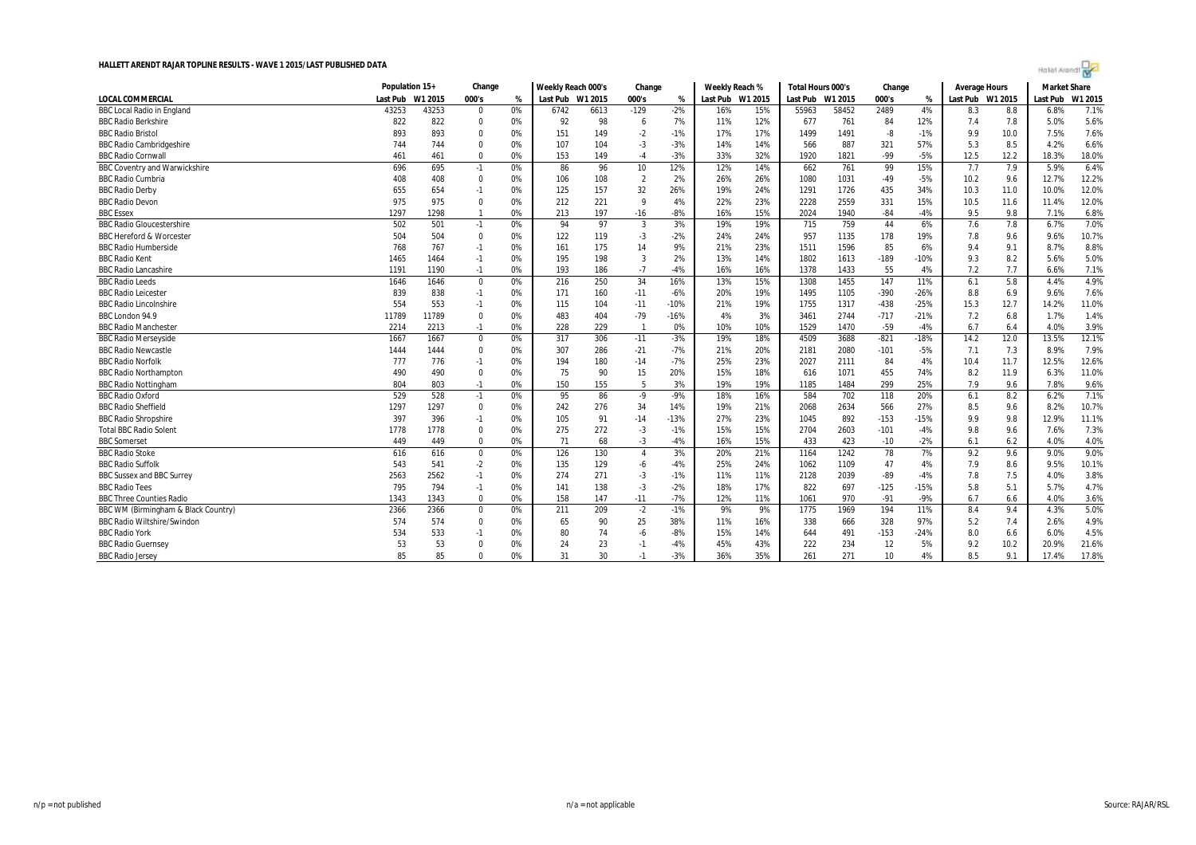# HALLETT ARENDT RAJAR TOPLINE RESULTS - WAVE 1 2015/LAST PUBLISHED DATA

| LOCAL COMMERCIAL | Population 15+ | | Change | | Weekly Reach 000's | | Change | | Weekly Reach % | | Total Hours 000's | | Change | | Average Hours | | Market Share | |
|---|---|---|---|---|---|---|---|---|---|---|---|---|---|---|---|---|---|---|
| | Last Pub | W1 2015 | 000's | % | Last Pub | W1 2015 | 000's | % | Last Pub | W1 2015 | Last Pub | W1 2015 | 000's | % | Last Pub | W1 2015 | Last Pub | W1 2015 |
| BBC Local Radio in England | 43253 | 43253 | 0 | 0% | 6742 | 6613 | -129 | -2% | 16% | 15% | 55963 | 58452 | 2489 | 4% | 8.3 | 8.8 | 6.8% | 7.1% |
| BBC Radio Berkshire | 822 | 822 | 0 | 0% | 92 | 98 | 6 | 7% | 11% | 12% | 677 | 761 | 84 | 12% | 7.4 | 7.8 | 5.0% | 5.6% |
| BBC Radio Bristol | 893 | 893 | 0 | 0% | 151 | 149 | -2 | -1% | 17% | 17% | 1499 | 1491 | -8 | -1% | 9.9 | 10.0 | 7.5% | 7.6% |
| BBC Radio Cambridgeshire | 744 | 744 | 0 | 0% | 107 | 104 | -3 | -3% | 14% | 14% | 566 | 887 | 321 | 57% | 5.3 | 8.5 | 4.2% | 6.6% |
| BBC Radio Cornwall | 461 | 461 | 0 | 0% | 153 | 149 | -4 | -3% | 33% | 32% | 1920 | 1821 | -99 | -5% | 12.5 | 12.2 | 18.3% | 18.0% |
| BBC Coventry and Warwickshire | 696 | 695 | -1 | 0% | 86 | 96 | 10 | 12% | 12% | 14% | 662 | 761 | 99 | 15% | 7.7 | 7.9 | 5.9% | 6.4% |
| BBC Radio Cumbria | 408 | 408 | 0 | 0% | 106 | 108 | 2 | 2% | 26% | 26% | 1080 | 1031 | -49 | -5% | 10.2 | 9.6 | 12.7% | 12.2% |
| BBC Radio Derby | 655 | 654 | -1 | 0% | 125 | 157 | 32 | 26% | 19% | 24% | 1291 | 1726 | 435 | 34% | 10.3 | 11.0 | 10.0% | 12.0% |
| BBC Radio Devon | 975 | 975 | 0 | 0% | 212 | 221 | 9 | 4% | 22% | 23% | 2228 | 2559 | 331 | 15% | 10.5 | 11.6 | 11.4% | 12.0% |
| BBC Essex | 1297 | 1298 | 1 | 0% | 213 | 197 | -16 | -8% | 16% | 15% | 2024 | 1940 | -84 | -4% | 9.5 | 9.8 | 7.1% | 6.8% |
| BBC Radio Gloucestershire | 502 | 501 | -1 | 0% | 94 | 97 | 3 | 3% | 19% | 19% | 715 | 759 | 44 | 6% | 7.6 | 7.8 | 6.7% | 7.0% |
| BBC Hereford & Worcester | 504 | 504 | 0 | 0% | 122 | 119 | -3 | -2% | 24% | 24% | 957 | 1135 | 178 | 19% | 7.8 | 9.6 | 9.6% | 10.7% |
| BBC Radio Humberside | 768 | 767 | -1 | 0% | 161 | 175 | 14 | 9% | 21% | 23% | 1511 | 1596 | 85 | 6% | 9.4 | 9.1 | 8.7% | 8.8% |
| BBC Radio Kent | 1465 | 1464 | -1 | 0% | 195 | 198 | 3 | 2% | 13% | 14% | 1802 | 1613 | -189 | -10% | 9.3 | 8.2 | 5.6% | 5.0% |
| BBC Radio Lancashire | 1191 | 1190 | -1 | 0% | 193 | 186 | -7 | -4% | 16% | 16% | 1378 | 1433 | 55 | 4% | 7.2 | 7.7 | 6.6% | 7.1% |
| BBC Radio Leeds | 1646 | 1646 | 0 | 0% | 216 | 250 | 34 | 16% | 13% | 15% | 1308 | 1455 | 147 | 11% | 6.1 | 5.8 | 4.4% | 4.9% |
| BBC Radio Leicester | 839 | 838 | -1 | 0% | 171 | 160 | -11 | -6% | 20% | 19% | 1495 | 1105 | -390 | -26% | 8.8 | 6.9 | 9.6% | 7.6% |
| BBC Radio Lincolnshire | 554 | 553 | -1 | 0% | 115 | 104 | -11 | -10% | 21% | 19% | 1755 | 1317 | -438 | -25% | 15.3 | 12.7 | 14.2% | 11.0% |
| BBC London 94.9 | 11789 | 11789 | 0 | 0% | 483 | 404 | -79 | -16% | 4% | 3% | 3461 | 2744 | -717 | -21% | 7.2 | 6.8 | 1.7% | 1.4% |
| BBC Radio Manchester | 2214 | 2213 | -1 | 0% | 228 | 229 | 1 | 0% | 10% | 10% | 1529 | 1470 | -59 | -4% | 6.7 | 6.4 | 4.0% | 3.9% |
| BBC Radio Merseyside | 1667 | 1667 | 0 | 0% | 317 | 306 | -11 | -3% | 19% | 18% | 4509 | 3688 | -821 | -18% | 14.2 | 12.0 | 13.5% | 12.1% |
| BBC Radio Newcastle | 1444 | 1444 | 0 | 0% | 307 | 286 | -21 | -7% | 21% | 20% | 2181 | 2080 | -101 | -5% | 7.1 | 7.3 | 8.9% | 7.9% |
| BBC Radio Norfolk | 777 | 776 | -1 | 0% | 194 | 180 | -14 | -7% | 25% | 23% | 2027 | 2111 | 84 | 4% | 10.4 | 11.7 | 12.5% | 12.6% |
| BBC Radio Northampton | 490 | 490 | 0 | 0% | 75 | 90 | 15 | 20% | 15% | 18% | 616 | 1071 | 455 | 74% | 8.2 | 11.9 | 6.3% | 11.0% |
| BBC Radio Nottingham | 804 | 803 | -1 | 0% | 150 | 155 | 5 | 3% | 19% | 19% | 1185 | 1484 | 299 | 25% | 7.9 | 9.6 | 7.8% | 9.6% |
| BBC Radio Oxford | 529 | 528 | -1 | 0% | 95 | 86 | -9 | -9% | 18% | 16% | 584 | 702 | 118 | 20% | 6.1 | 8.2 | 6.2% | 7.1% |
| BBC Radio Sheffield | 1297 | 1297 | 0 | 0% | 242 | 276 | 34 | 14% | 19% | 21% | 2068 | 2634 | 566 | 27% | 8.5 | 9.6 | 8.2% | 10.7% |
| BBC Radio Shropshire | 397 | 396 | -1 | 0% | 105 | 91 | -14 | -13% | 27% | 23% | 1045 | 892 | -153 | -15% | 9.9 | 9.8 | 12.9% | 11.1% |
| Total BBC Radio Solent | 1778 | 1778 | 0 | 0% | 275 | 272 | -3 | -1% | 15% | 15% | 2704 | 2603 | -101 | -4% | 9.8 | 9.6 | 7.6% | 7.3% |
| BBC Somerset | 449 | 449 | 0 | 0% | 71 | 68 | -3 | -4% | 16% | 15% | 433 | 423 | -10 | -2% | 6.1 | 6.2 | 4.0% | 4.0% |
| BBC Radio Stoke | 616 | 616 | 0 | 0% | 126 | 130 | 4 | 3% | 20% | 21% | 1164 | 1242 | 78 | 7% | 9.2 | 9.6 | 9.0% | 9.0% |
| BBC Radio Suffolk | 543 | 541 | -2 | 0% | 135 | 129 | -6 | -4% | 25% | 24% | 1062 | 1109 | 47 | 4% | 7.9 | 8.6 | 9.5% | 10.1% |
| BBC Sussex and BBC Surrey | 2563 | 2562 | -1 | 0% | 274 | 271 | -3 | -1% | 11% | 11% | 2128 | 2039 | -89 | -4% | 7.8 | 7.5 | 4.0% | 3.8% |
| BBC Radio Tees | 795 | 794 | -1 | 0% | 141 | 138 | -3 | -2% | 18% | 17% | 822 | 697 | -125 | -15% | 5.8 | 5.1 | 5.7% | 4.7% |
| BBC Three Counties Radio | 1343 | 1343 | 0 | 0% | 158 | 147 | -11 | -7% | 12% | 11% | 1061 | 970 | -91 | -9% | 6.7 | 6.6 | 4.0% | 3.6% |
| BBC WM (Birmingham & Black Country) | 2366 | 2366 | 0 | 0% | 211 | 209 | -2 | -1% | 9% | 9% | 1775 | 1969 | 194 | 11% | 8.4 | 9.4 | 4.3% | 5.0% |
| BBC Radio Wiltshire/Swindon | 574 | 574 | 0 | 0% | 65 | 90 | 25 | 38% | 11% | 16% | 338 | 666 | 328 | 97% | 5.2 | 7.4 | 2.6% | 4.9% |
| BBC Radio York | 534 | 533 | -1 | 0% | 80 | 74 | -6 | -8% | 15% | 14% | 644 | 491 | -153 | -24% | 8.0 | 6.6 | 6.0% | 4.5% |
| BBC Radio Guernsey | 53 | 53 | 0 | 0% | 24 | 23 | -1 | -4% | 45% | 43% | 222 | 234 | 12 | 5% | 9.2 | 10.2 | 20.9% | 21.6% |
| BBC Radio Jersey | 85 | 85 | 0 | 0% | 31 | 30 | -1 | -3% | 36% | 35% | 261 | 271 | 10 | 4% | 8.5 | 9.1 | 17.4% | 17.8% |

n/p = not published

n/a = not applicable

Source: RAJAR/RSL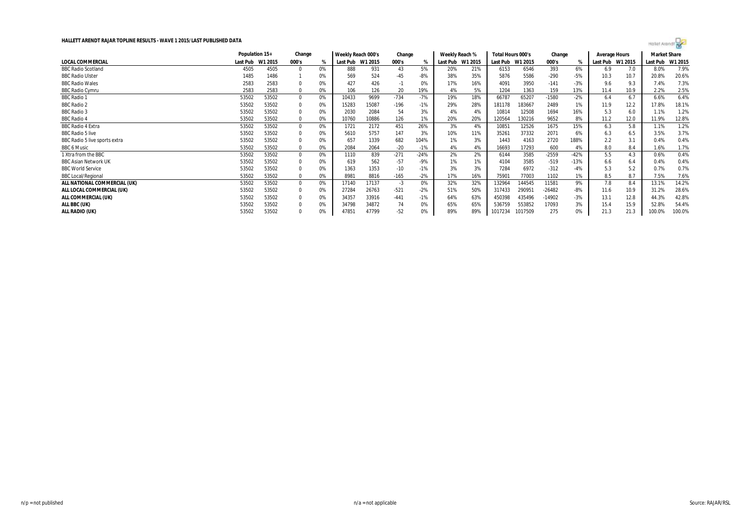**HALLETT ARENDT RAJAR TOPLINE RESULTS - WAVE 1 2015/LAST PUBLISHED DATA**

| | Population 15+ | | Change | | Weekly Reach 000's | | Change | | Weekly Reach % | | Total Hours 000's | | Change | | Average Hours | | Market Share | |
|---|---|---|---|---|---|---|---|---|---|---|---|---|---|---|---|---|---|---|
| **LOCAL COMMERCIAL** | **Last Pub** | **W1 2015** | **000's** | **%** | **Last Pub** | **W1 2015** | **000's** | **%** | **Last Pub** | **W1 2015** | **Last Pub** | **W1 2015** | **000's** | **%** | **Last Pub** | **W1 2015** | **Last Pub** | **W1 2015** |
| BBC Radio Scotland | 4505 | 4505 | 0 | 0% | 888 | 931 | 43 | 5% | 20% | 21% | 6153 | 6546 | 393 | 6% | 6.9 | 7.0 | 8.0% | 7.9% |
| BBC Radio Ulster | 1485 | 1486 | 1 | 0% | 569 | 524 | -45 | -8% | 38% | 35% | 5876 | 5586 | -290 | -5% | 10.3 | 10.7 | 20.8% | 20.6% |
| BBC Radio Wales | 2583 | 2583 | 0 | 0% | 427 | 426 | -1 | 0% | 17% | 16% | 4091 | 3950 | -141 | -3% | 9.6 | 9.3 | 7.4% | 7.3% |
| BBC Radio Cymru | 2583 | 2583 | 0 | 0% | 106 | 126 | 20 | 19% | 4% | 5% | 1204 | 1363 | 159 | 13% | 11.4 | 10.9 | 2.2% | 2.5% |
| BBC Radio 1 | 53502 | 53502 | 0 | 0% | 10433 | 9699 | -734 | -7% | 19% | 18% | 66787 | 65207 | -1580 | -2% | 6.4 | 6.7 | 6.6% | 6.4% |
| BBC Radio 2 | 53502 | 53502 | 0 | 0% | 15283 | 15087 | -196 | -1% | 29% | 28% | 181178 | 183667 | 2489 | 1% | 11.9 | 12.2 | 17.8% | 18.1% |
| BBC Radio 3 | 53502 | 53502 | 0 | 0% | 2030 | 2084 | 54 | 3% | 4% | 4% | 10814 | 12508 | 1694 | 16% | 5.3 | 6.0 | 1.1% | 1.2% |
| BBC Radio 4 | 53502 | 53502 | 0 | 0% | 10760 | 10886 | 126 | 1% | 20% | 20% | 120564 | 130216 | 9652 | 8% | 11.2 | 12.0 | 11.9% | 12.8% |
| BBC Radio 4 Extra | 53502 | 53502 | 0 | 0% | 1721 | 2172 | 451 | 26% | 3% | 4% | 10851 | 12526 | 1675 | 15% | 6.3 | 5.8 | 1.1% | 1.2% |
| BBC Radio 5 live | 53502 | 53502 | 0 | 0% | 5610 | 5757 | 147 | 3% | 10% | 11% | 35261 | 37332 | 2071 | 6% | 6.3 | 6.5 | 3.5% | 3.7% |
| BBC Radio 5 live sports extra | 53502 | 53502 | 0 | 0% | 657 | 1339 | 682 | 104% | 1% | 3% | 1443 | 4163 | 2720 | 188% | 2.2 | 3.1 | 0.4% | 0.4% |
| BBC 6 Music | 53502 | 53502 | 0 | 0% | 2084 | 2064 | -20 | -1% | 4% | 4% | 16693 | 17293 | 600 | 4% | 8.0 | 8.4 | 1.6% | 1.7% |
| 1 Xtra from the BBC | 53502 | 53502 | 0 | 0% | 1110 | 839 | -271 | -24% | 2% | 2% | 6144 | 3585 | -2559 | -42% | 5.5 | 4.3 | 0.6% | 0.4% |
| BBC Asian Network UK | 53502 | 53502 | 0 | 0% | 619 | 562 | -57 | -9% | 1% | 1% | 4104 | 3585 | -519 | -13% | 6.6 | 6.4 | 0.4% | 0.4% |
| BBC World Service | 53502 | 53502 | 0 | 0% | 1363 | 1353 | -10 | -1% | 3% | 3% | 7284 | 6972 | -312 | -4% | 5.3 | 5.2 | 0.7% | 0.7% |
| BBC Local/Regional | 53502 | 53502 | 0 | 0% | 8981 | 8816 | -165 | -2% | 17% | 16% | 75901 | 77003 | 1102 | 1% | 8.5 | 8.7 | 7.5% | 7.6% |
| **ALL NATIONAL COMMERCIAL (UK)** | 53502 | 53502 | 0 | 0% | 17140 | 17137 | -3 | 0% | 32% | 32% | 132964 | 144545 | 11581 | 9% | 7.8 | 8.4 | 13.1% | 14.2% |
| **ALL LOCAL COMMERCIAL (UK)** | 53502 | 53502 | 0 | 0% | 27284 | 26763 | -521 | -2% | 51% | 50% | 317433 | 290951 | -26482 | -8% | 11.6 | 10.9 | 31.2% | 28.6% |
| **ALL COMMERCIAL (UK)** | 53502 | 53502 | 0 | 0% | 34357 | 33916 | -441 | -1% | 64% | 63% | 450398 | 435496 | -14902 | -3% | 13.1 | 12.8 | 44.3% | 42.8% |
| **ALL BBC (UK)** | 53502 | 53502 | 0 | 0% | 34798 | 34872 | 74 | 0% | 65% | 65% | 536759 | 553852 | 17093 | 3% | 15.4 | 15.9 | 52.8% | 54.4% |
| **ALL RADIO (UK)** | 53502 | 53502 | 0 | 0% | 47851 | 47799 | -52 | 0% | 89% | 89% | 1017234 | 1017509 | 275 | 0% | 21.3 | 21.3 | 100.0% | 100.0% |

n/p = not published

n/a = not applicable

Source: RAJAR/RSL